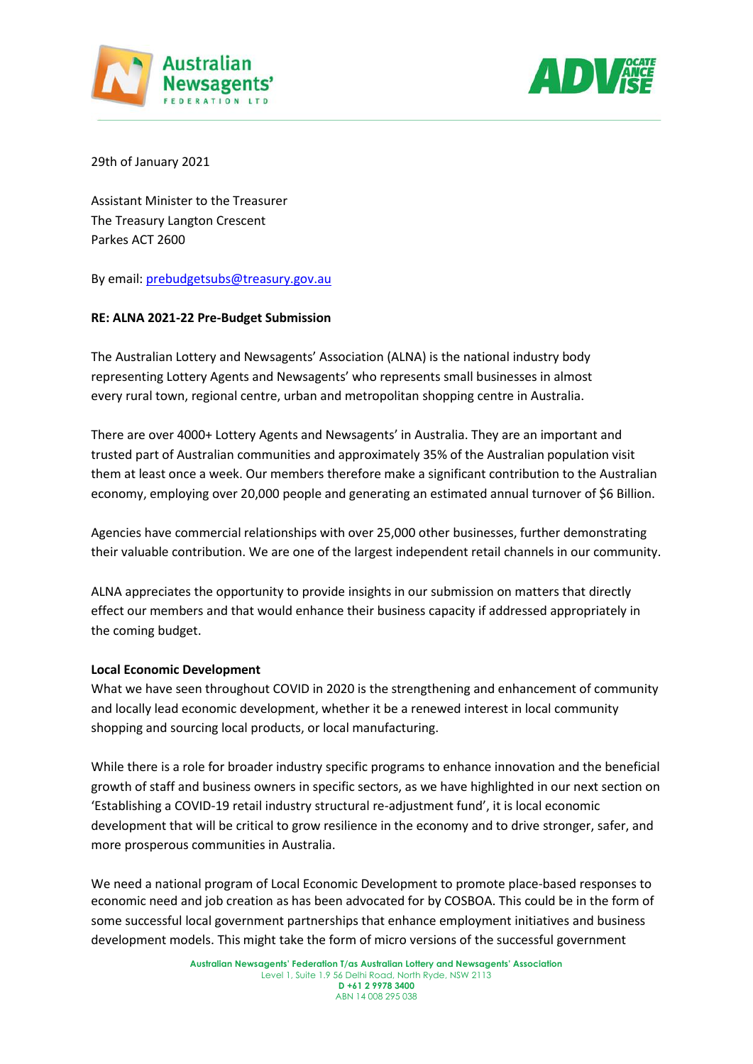29th of January 2021

Assistant Minister to the Treasurer
The Treasury Langton Crescent
Parkes ACT 2600

By email: prebudgetsubs@treasury.gov.au

**RE: ALNA 2021-22 Pre-Budget Submission**

The Australian Lottery and Newsagents' Association (ALNA) is the national industry body representing Lottery Agents and Newsagents' who represents small businesses in almost every rural town, regional centre, urban and metropolitan shopping centre in Australia.

There are over 4000+ Lottery Agents and Newsagents' in Australia. They are an important and trusted part of Australian communities and approximately 35% of the Australian population visit them at least once a week. Our members therefore make a significant contribution to the Australian economy, employing over 20,000 people and generating an estimated annual turnover of $6 Billion.

Agencies have commercial relationships with over 25,000 other businesses, further demonstrating their valuable contribution. We are one of the largest independent retail channels in our community.

ALNA appreciates the opportunity to provide insights in our submission on matters that directly effect our members and that would enhance their business capacity if addressed appropriately in the coming budget.

**Local Economic Development**

What we have seen throughout COVID in 2020 is the strengthening and enhancement of community and locally lead economic development, whether it be a renewed interest in local community shopping and sourcing local products, or local manufacturing.

While there is a role for broader industry specific programs to enhance innovation and the beneficial growth of staff and business owners in specific sectors, as we have highlighted in our next section on 'Establishing a COVID-19 retail industry structural re-adjustment fund', it is local economic development that will be critical to grow resilience in the economy and to drive stronger, safer, and more prosperous communities in Australia.

We need a national program of Local Economic Development to promote place-based responses to economic need and job creation as has been advocated for by COSBOA. This could be in the form of some successful local government partnerships that enhance employment initiatives and business development models. This might take the form of micro versions of the successful government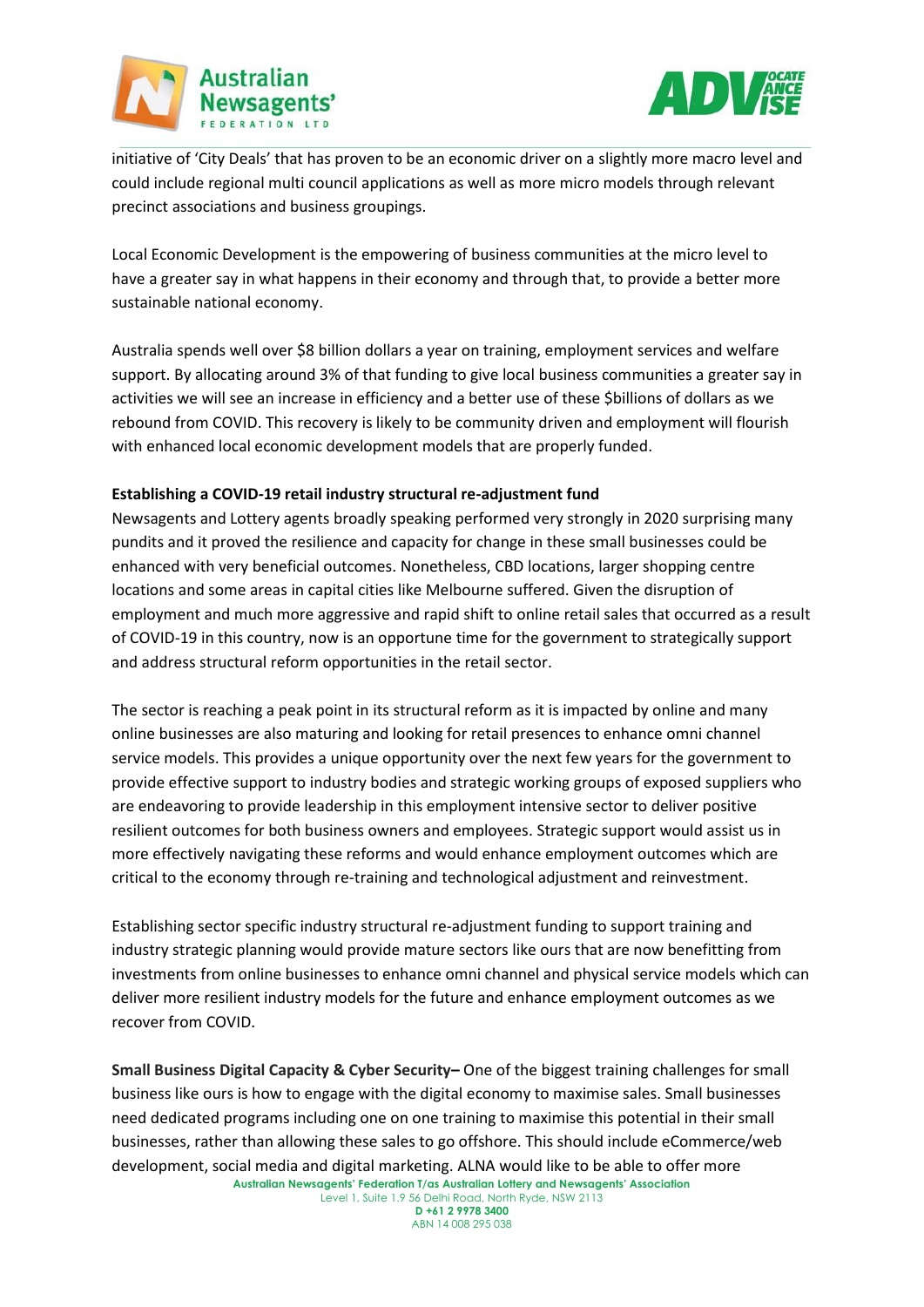initiative of 'City Deals' that has proven to be an economic driver on a slightly more macro level and could include regional multi council applications as well as more micro models through relevant precinct associations and business groupings.

Local Economic Development is the empowering of business communities at the micro level to have a greater say in what happens in their economy and through that, to provide a better more sustainable national economy.

Australia spends well over $8 billion dollars a year on training, employment services and welfare support. By allocating around 3% of that funding to give local business communities a greater say in activities we will see an increase in efficiency and a better use of these $billions of dollars as we rebound from COVID. This recovery is likely to be community driven and employment will flourish with enhanced local economic development models that are properly funded.

**Establishing a COVID-19 retail industry structural re-adjustment fund**

Newsagents and Lottery agents broadly speaking performed very strongly in 2020 surprising many pundits and it proved the resilience and capacity for change in these small businesses could be enhanced with very beneficial outcomes. Nonetheless, CBD locations, larger shopping centre locations and some areas in capital cities like Melbourne suffered. Given the disruption of employment and much more aggressive and rapid shift to online retail sales that occurred as a result of COVID-19 in this country, now is an opportune time for the government to strategically support and address structural reform opportunities in the retail sector.

The sector is reaching a peak point in its structural reform as it is impacted by online and many online businesses are also maturing and looking for retail presences to enhance omni channel service models. This provides a unique opportunity over the next few years for the government to provide effective support to industry bodies and strategic working groups of exposed suppliers who are endeavoring to provide leadership in this employment intensive sector to deliver positive resilient outcomes for both business owners and employees. Strategic support would assist us in more effectively navigating these reforms and would enhance employment outcomes which are critical to the economy through re-training and technological adjustment and reinvestment.

Establishing sector specific industry structural re-adjustment funding to support training and industry strategic planning would provide mature sectors like ours that are now benefitting from investments from online businesses to enhance omni channel and physical service models which can deliver more resilient industry models for the future and enhance employment outcomes as we recover from COVID.

**Small Business Digital Capacity & Cyber Security–** One of the biggest training challenges for small business like ours is how to engage with the digital economy to maximise sales. Small businesses need dedicated programs including one on one training to maximise this potential in their small businesses, rather than allowing these sales to go offshore. This should include eCommerce/web development, social media and digital marketing. ALNA would like to be able to offer more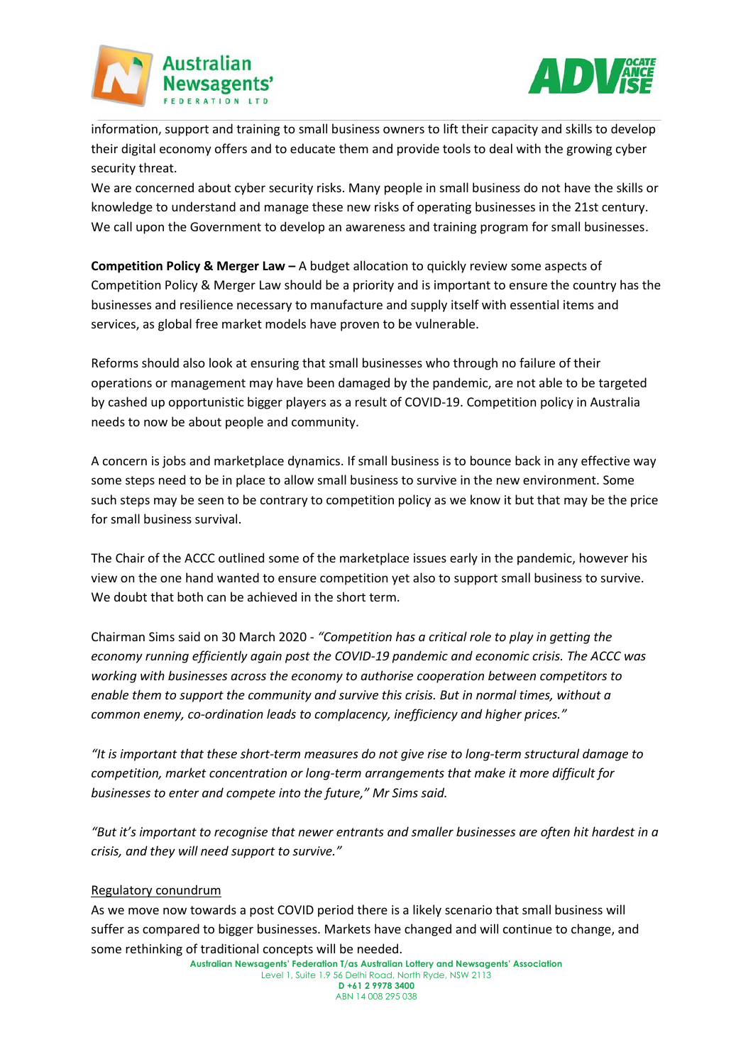information, support and training to small business owners to lift their capacity and skills to develop their digital economy offers and to educate them and provide tools to deal with the growing cyber security threat.

We are concerned about cyber security risks. Many people in small business do not have the skills or knowledge to understand and manage these new risks of operating businesses in the 21st century. We call upon the Government to develop an awareness and training program for small businesses.

**Competition Policy & Merger Law –** A budget allocation to quickly review some aspects of Competition Policy & Merger Law should be a priority and is important to ensure the country has the businesses and resilience necessary to manufacture and supply itself with essential items and services, as global free market models have proven to be vulnerable.

Reforms should also look at ensuring that small businesses who through no failure of their operations or management may have been damaged by the pandemic, are not able to be targeted by cashed up opportunistic bigger players as a result of COVID-19. Competition policy in Australia needs to now be about people and community.

A concern is jobs and marketplace dynamics. If small business is to bounce back in any effective way some steps need to be in place to allow small business to survive in the new environment. Some such steps may be seen to be contrary to competition policy as we know it but that may be the price for small business survival.

The Chair of the ACCC outlined some of the marketplace issues early in the pandemic, however his view on the one hand wanted to ensure competition yet also to support small business to survive. We doubt that both can be achieved in the short term.

Chairman Sims said on 30 March 2020 - *"Competition has a critical role to play in getting the economy running efficiently again post the COVID-19 pandemic and economic crisis. The ACCC was working with businesses across the economy to authorise cooperation between competitors to enable them to support the community and survive this crisis. But in normal times, without a common enemy, co-ordination leads to complacency, inefficiency and higher prices."*

*"It is important that these short-term measures do not give rise to long-term structural damage to competition, market concentration or long-term arrangements that make it more difficult for businesses to enter and compete into the future," Mr Sims said.*

*"But it's important to recognise that newer entrants and smaller businesses are often hit hardest in a crisis, and they will need support to survive."*

Regulatory conundrum

As we move now towards a post COVID period there is a likely scenario that small business will suffer as compared to bigger businesses. Markets have changed and will continue to change, and some rethinking of traditional concepts will be needed.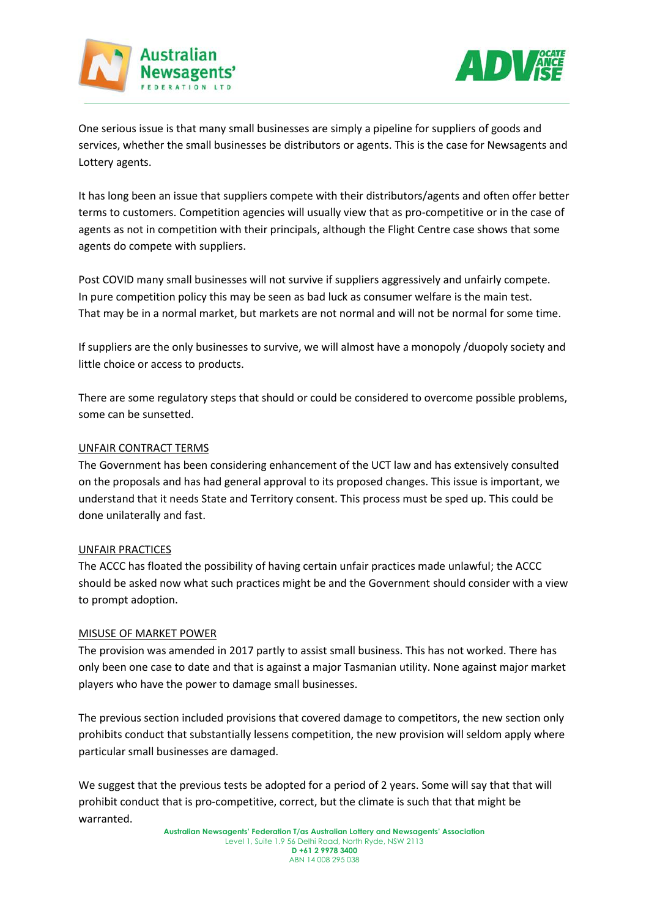One serious issue is that many small businesses are simply a pipeline for suppliers of goods and services, whether the small businesses be distributors or agents. This is the case for Newsagents and Lottery agents.

It has long been an issue that suppliers compete with their distributors/agents and often offer better terms to customers. Competition agencies will usually view that as pro-competitive or in the case of agents as not in competition with their principals, although the Flight Centre case shows that some agents do compete with suppliers.

Post COVID many small businesses will not survive if suppliers aggressively and unfairly compete. In pure competition policy this may be seen as bad luck as consumer welfare is the main test. That may be in a normal market, but markets are not normal and will not be normal for some time.

If suppliers are the only businesses to survive, we will almost have a monopoly /duopoly society and little choice or access to products.

There are some regulatory steps that should or could be considered to overcome possible problems, some can be sunsetted.

<u>UNFAIR CONTRACT TERMS</u>

The Government has been considering enhancement of the UCT law and has extensively consulted on the proposals and has had general approval to its proposed changes. This issue is important, we understand that it needs State and Territory consent. This process must be sped up. This could be done unilaterally and fast.

<u>UNFAIR PRACTICES</u>

The ACCC has floated the possibility of having certain unfair practices made unlawful; the ACCC should be asked now what such practices might be and the Government should consider with a view to prompt adoption.

<u>MISUSE OF MARKET POWER</u>

The provision was amended in 2017 partly to assist small business. This has not worked. There has only been one case to date and that is against a major Tasmanian utility. None against major market players who have the power to damage small businesses.

The previous section included provisions that covered damage to competitors, the new section only prohibits conduct that substantially lessens competition, the new provision will seldom apply where particular small businesses are damaged.

We suggest that the previous tests be adopted for a period of 2 years. Some will say that that will prohibit conduct that is pro-competitive, correct, but the climate is such that that might be warranted.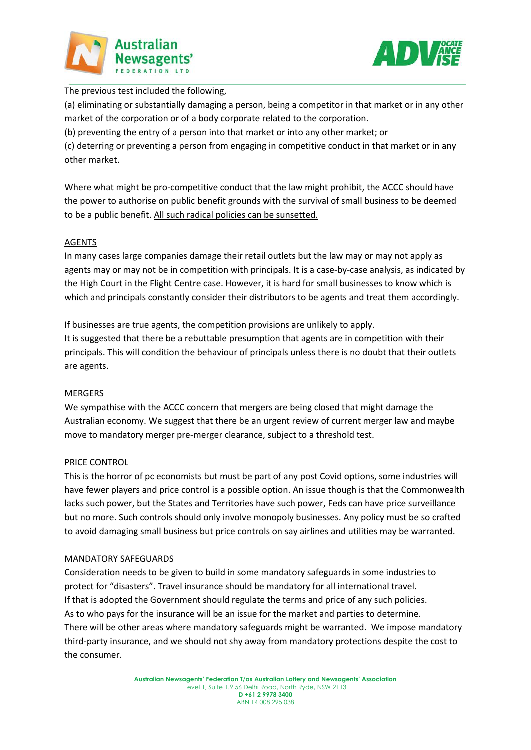The previous test included the following,

(a) eliminating or substantially damaging a person, being a competitor in that market or in any other market of the corporation or of a body corporate related to the corporation.

(b) preventing the entry of a person into that market or into any other market; or

(c) deterring or preventing a person from engaging in competitive conduct in that market or in any other market.

Where what might be pro-competitive conduct that the law might prohibit, the ACCC should have the power to authorise on public benefit grounds with the survival of small business to be deemed to be a public benefit. <u>All such radical policies can be sunsetted.</u>

<u>AGENTS</u>

In many cases large companies damage their retail outlets but the law may or may not apply as agents may or may not be in competition with principals. It is a case-by-case analysis, as indicated by the High Court in the Flight Centre case. However, it is hard for small businesses to know which is which and principals constantly consider their distributors to be agents and treat them accordingly.

If businesses are true agents, the competition provisions are unlikely to apply.
It is suggested that there be a rebuttable presumption that agents are in competition with their principals. This will condition the behaviour of principals unless there is no doubt that their outlets are agents.

<u>MERGERS</u>

We sympathise with the ACCC concern that mergers are being closed that might damage the Australian economy. We suggest that there be an urgent review of current merger law and maybe move to mandatory merger pre-merger clearance, subject to a threshold test.

<u>PRICE CONTROL</u>

This is the horror of pc economists but must be part of any post Covid options, some industries will have fewer players and price control is a possible option. An issue though is that the Commonwealth lacks such power, but the States and Territories have such power, Feds can have price surveillance but no more. Such controls should only involve monopoly businesses. Any policy must be so crafted to avoid damaging small business but price controls on say airlines and utilities may be warranted.

<u>MANDATORY SAFEGUARDS</u>

Consideration needs to be given to build in some mandatory safeguards in some industries to protect for "disasters". Travel insurance should be mandatory for all international travel.
If that is adopted the Government should regulate the terms and price of any such policies.
As to who pays for the insurance will be an issue for the market and parties to determine.
There will be other areas where mandatory safeguards might be warranted. We impose mandatory third-party insurance, and we should not shy away from mandatory protections despite the cost to the consumer.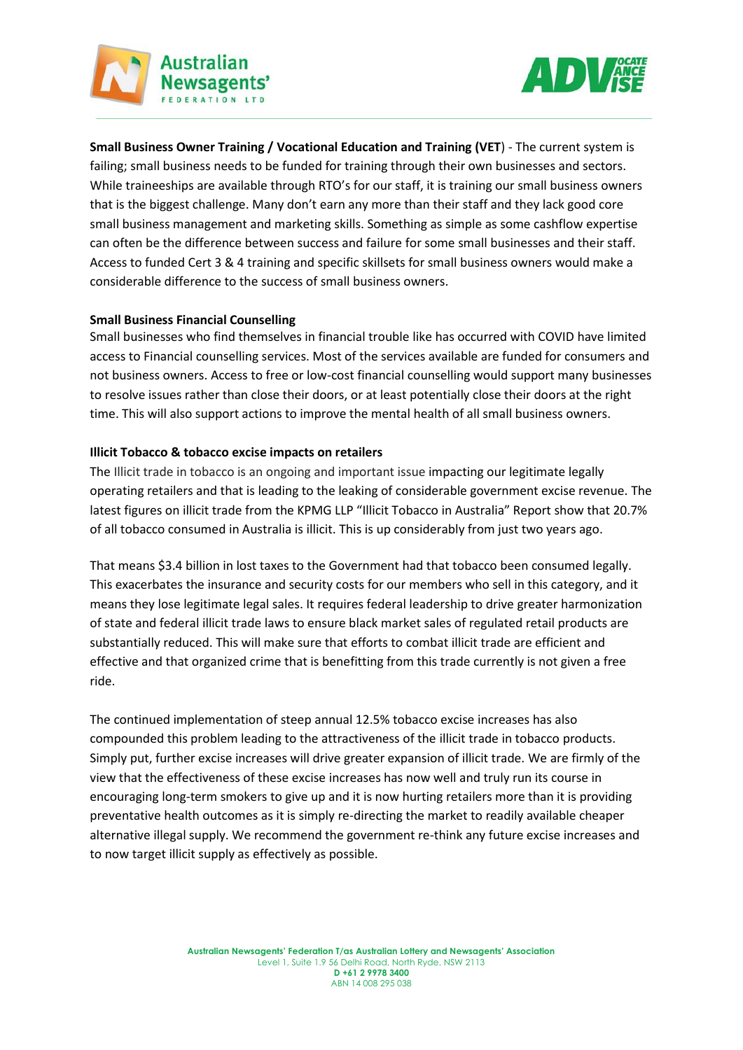**Small Business Owner Training / Vocational Education and Training (VET)** - The current system is failing; small business needs to be funded for training through their own businesses and sectors. While traineeships are available through RTO's for our staff, it is training our small business owners that is the biggest challenge. Many don't earn any more than their staff and they lack good core small business management and marketing skills. Something as simple as some cashflow expertise can often be the difference between success and failure for some small businesses and their staff. Access to funded Cert 3 & 4 training and specific skillsets for small business owners would make a considerable difference to the success of small business owners.

**Small Business Financial Counselling**

Small businesses who find themselves in financial trouble like has occurred with COVID have limited access to Financial counselling services. Most of the services available are funded for consumers and not business owners. Access to free or low-cost financial counselling would support many businesses to resolve issues rather than close their doors, or at least potentially close their doors at the right time. This will also support actions to improve the mental health of all small business owners.

**Illicit Tobacco & tobacco excise impacts on retailers**

The Illicit trade in tobacco is an ongoing and important issue impacting our legitimate legally operating retailers and that is leading to the leaking of considerable government excise revenue. The latest figures on illicit trade from the KPMG LLP "Illicit Tobacco in Australia" Report show that 20.7% of all tobacco consumed in Australia is illicit. This is up considerably from just two years ago.

That means $3.4 billion in lost taxes to the Government had that tobacco been consumed legally. This exacerbates the insurance and security costs for our members who sell in this category, and it means they lose legitimate legal sales. It requires federal leadership to drive greater harmonization of state and federal illicit trade laws to ensure black market sales of regulated retail products are substantially reduced. This will make sure that efforts to combat illicit trade are efficient and effective and that organized crime that is benefitting from this trade currently is not given a free ride.

The continued implementation of steep annual 12.5% tobacco excise increases has also compounded this problem leading to the attractiveness of the illicit trade in tobacco products. Simply put, further excise increases will drive greater expansion of illicit trade. We are firmly of the view that the effectiveness of these excise increases has now well and truly run its course in encouraging long-term smokers to give up and it is now hurting retailers more than it is providing preventative health outcomes as it is simply re-directing the market to readily available cheaper alternative illegal supply. We recommend the government re-think any future excise increases and to now target illicit supply as effectively as possible.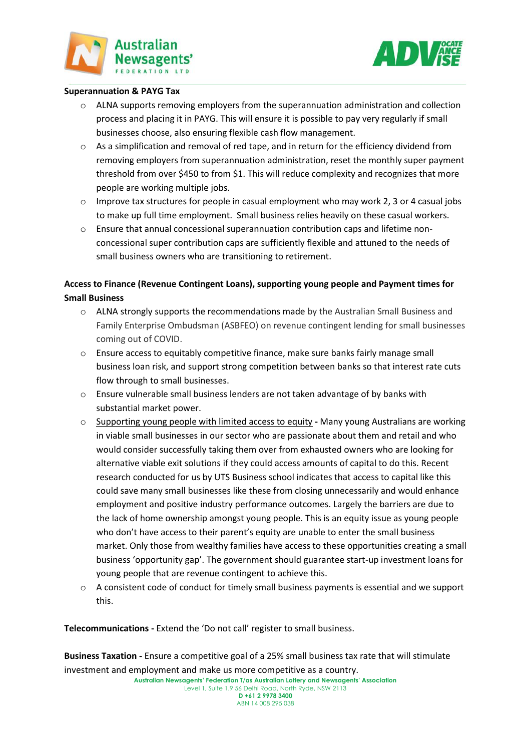**Superannuation & PAYG Tax**

- ALNA supports removing employers from the superannuation administration and collection process and placing it in PAYG. This will ensure it is possible to pay very regularly if small businesses choose, also ensuring flexible cash flow management.
- As a simplification and removal of red tape, and in return for the efficiency dividend from removing employers from superannuation administration, reset the monthly super payment threshold from over $450 to from $1. This will reduce complexity and recognizes that more people are working multiple jobs.
- Improve tax structures for people in casual employment who may work 2, 3 or 4 casual jobs to make up full time employment. Small business relies heavily on these casual workers.
- Ensure that annual concessional superannuation contribution caps and lifetime non-concessional super contribution caps are sufficiently flexible and attuned to the needs of small business owners who are transitioning to retirement.

**Access to Finance (Revenue Contingent Loans), supporting young people and Payment times for Small Business**

- ALNA strongly supports the recommendations made by the Australian Small Business and Family Enterprise Ombudsman (ASBFEO) on revenue contingent lending for small businesses coming out of COVID.
- Ensure access to equitably competitive finance, make sure banks fairly manage small business loan risk, and support strong competition between banks so that interest rate cuts flow through to small businesses.
- Ensure vulnerable small business lenders are not taken advantage of by banks with substantial market power.
- <u>Supporting young people with limited access to equity</u> **-** Many young Australians are working in viable small businesses in our sector who are passionate about them and retail and who would consider successfully taking them over from exhausted owners who are looking for alternative viable exit solutions if they could access amounts of capital to do this. Recent research conducted for us by UTS Business school indicates that access to capital like this could save many small businesses like these from closing unnecessarily and would enhance employment and positive industry performance outcomes. Largely the barriers are due to the lack of home ownership amongst young people. This is an equity issue as young people who don't have access to their parent's equity are unable to enter the small business market. Only those from wealthy families have access to these opportunities creating a small business 'opportunity gap'. The government should guarantee start-up investment loans for young people that are revenue contingent to achieve this.
- A consistent code of conduct for timely small business payments is essential and we support this.

**Telecommunications -** Extend the 'Do not call' register to small business.

**Business Taxation -** Ensure a competitive goal of a 25% small business tax rate that will stimulate investment and employment and make us more competitive as a country.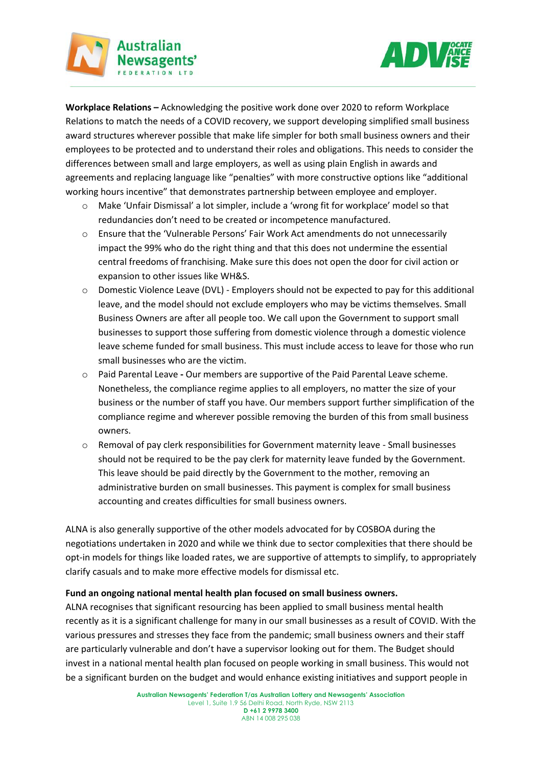**Workplace Relations –** Acknowledging the positive work done over 2020 to reform Workplace Relations to match the needs of a COVID recovery, we support developing simplified small business award structures wherever possible that make life simpler for both small business owners and their employees to be protected and to understand their roles and obligations. This needs to consider the differences between small and large employers, as well as using plain English in awards and agreements and replacing language like "penalties" with more constructive options like "additional working hours incentive" that demonstrates partnership between employee and employer.

- Make 'Unfair Dismissal' a lot simpler, include a 'wrong fit for workplace' model so that redundancies don't need to be created or incompetence manufactured.
- Ensure that the 'Vulnerable Persons' Fair Work Act amendments do not unnecessarily impact the 99% who do the right thing and that this does not undermine the essential central freedoms of franchising. Make sure this does not open the door for civil action or expansion to other issues like WH&S.
- Domestic Violence Leave (DVL) - Employers should not be expected to pay for this additional leave, and the model should not exclude employers who may be victims themselves. Small Business Owners are after all people too. We call upon the Government to support small businesses to support those suffering from domestic violence through a domestic violence leave scheme funded for small business. This must include access to leave for those who run small businesses who are the victim.
- Paid Parental Leave **-** Our members are supportive of the Paid Parental Leave scheme. Nonetheless, the compliance regime applies to all employers, no matter the size of your business or the number of staff you have. Our members support further simplification of the compliance regime and wherever possible removing the burden of this from small business owners.
- Removal of pay clerk responsibilities for Government maternity leave - Small businesses should not be required to be the pay clerk for maternity leave funded by the Government. This leave should be paid directly by the Government to the mother, removing an administrative burden on small businesses. This payment is complex for small business accounting and creates difficulties for small business owners.

ALNA is also generally supportive of the other models advocated for by COSBOA during the negotiations undertaken in 2020 and while we think due to sector complexities that there should be opt-in models for things like loaded rates, we are supportive of attempts to simplify, to appropriately clarify casuals and to make more effective models for dismissal etc.

**Fund an ongoing national mental health plan focused on small business owners.**

ALNA recognises that significant resourcing has been applied to small business mental health recently as it is a significant challenge for many in our small businesses as a result of COVID. With the various pressures and stresses they face from the pandemic; small business owners and their staff are particularly vulnerable and don't have a supervisor looking out for them. The Budget should invest in a national mental health plan focused on people working in small business. This would not be a significant burden on the budget and would enhance existing initiatives and support people in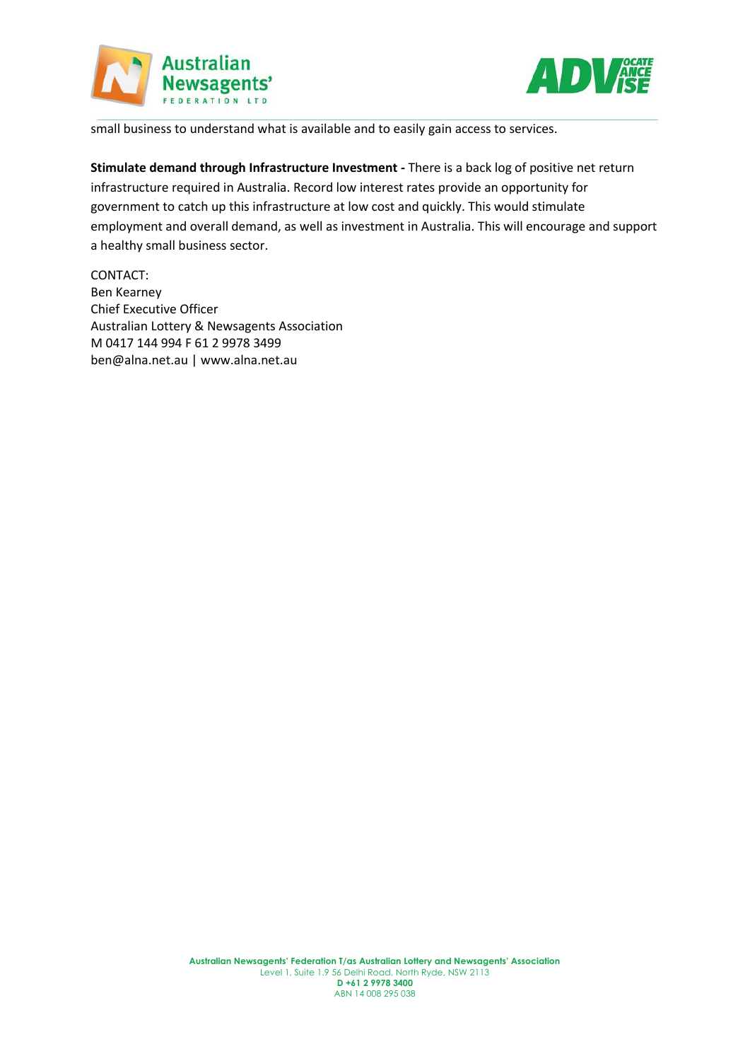small business to understand what is available and to easily gain access to services.

**Stimulate demand through Infrastructure Investment -** There is a back log of positive net return infrastructure required in Australia. Record low interest rates provide an opportunity for government to catch up this infrastructure at low cost and quickly. This would stimulate employment and overall demand, as well as investment in Australia. This will encourage and support a healthy small business sector.

CONTACT:
Ben Kearney
Chief Executive Officer
Australian Lottery & Newsagents Association
M 0417 144 994 F 61 2 9978 3499
ben@alna.net.au | www.alna.net.au